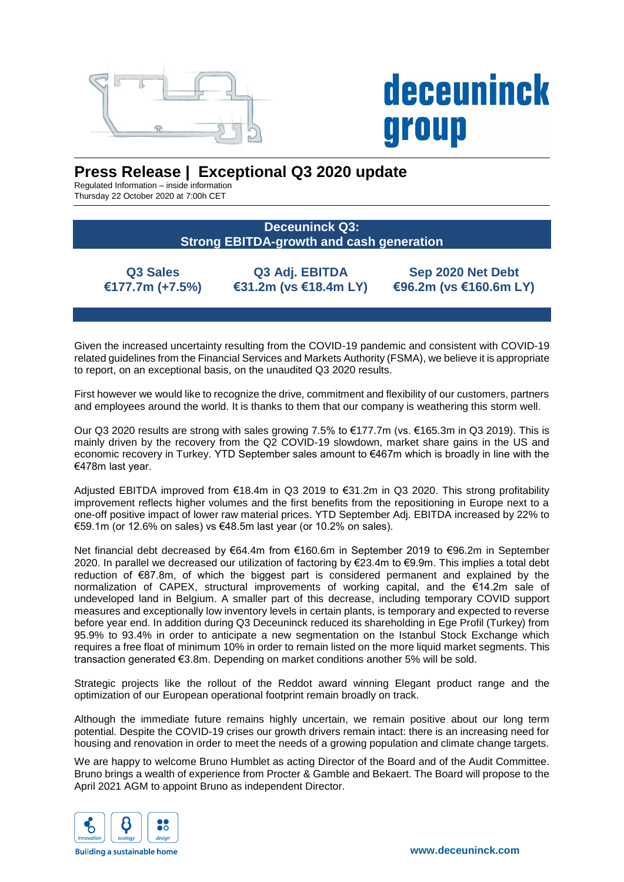# Press Release | Exceptional Q3 2020 update

Regulated Information – inside information
Thursday 22 October 2020 at 7:00h CET

## Deceuninck Q3:
## Strong EBITDA-growth and cash generation

| Q3 Sales | Q3 Adj. EBITDA | Sep 2020 Net Debt |
|---|---|---|
| €177.7m (+7.5%) | €31.2m (vs €18.4m LY) | €96.2m (vs €160.6m LY) |

Given the increased uncertainty resulting from the COVID-19 pandemic and consistent with COVID-19 related guidelines from the Financial Services and Markets Authority (FSMA), we believe it is appropriate to report, on an exceptional basis, on the unaudited Q3 2020 results.

First however we would like to recognize the drive, commitment and flexibility of our customers, partners and employees around the world. It is thanks to them that our company is weathering this storm well.

Our Q3 2020 results are strong with sales growing 7.5% to €177.7m (vs. €165.3m in Q3 2019). This is mainly driven by the recovery from the Q2 COVID-19 slowdown, market share gains in the US and economic recovery in Turkey. YTD September sales amount to €467m which is broadly in line with the €478m last year.

Adjusted EBITDA improved from €18.4m in Q3 2019 to €31.2m in Q3 2020. This strong profitability improvement reflects higher volumes and the first benefits from the repositioning in Europe next to a one-off positive impact of lower raw material prices. YTD September Adj. EBITDA increased by 22% to €59.1m (or 12.6% on sales) vs €48.5m last year (or 10.2% on sales).

Net financial debt decreased by €64.4m from €160.6m in September 2019 to €96.2m in September 2020. In parallel we decreased our utilization of factoring by €23.4m to €9.9m. This implies a total debt reduction of €87.8m, of which the biggest part is considered permanent and explained by the normalization of CAPEX, structural improvements of working capital, and the €14.2m sale of undeveloped land in Belgium. A smaller part of this decrease, including temporary COVID support measures and exceptionally low inventory levels in certain plants, is temporary and expected to reverse before year end. In addition during Q3 Deceuninck reduced its shareholding in Ege Profil (Turkey) from 95.9% to 93.4% in order to anticipate a new segmentation on the Istanbul Stock Exchange which requires a free float of minimum 10% in order to remain listed on the more liquid market segments. This transaction generated €3.8m. Depending on market conditions another 5% will be sold.

Strategic projects like the rollout of the Reddot award winning Elegant product range and the optimization of our European operational footprint remain broadly on track.

Although the immediate future remains highly uncertain, we remain positive about our long term potential. Despite the COVID-19 crises our growth drivers remain intact: there is an increasing need for housing and renovation in order to meet the needs of a growing population and climate change targets.

We are happy to welcome Bruno Humblet as acting Director of the Board and of the Audit Committee. Bruno brings a wealth of experience from Procter & Gamble and Bekaert. The Board will propose to the April 2021 AGM to appoint Bruno as independent Director.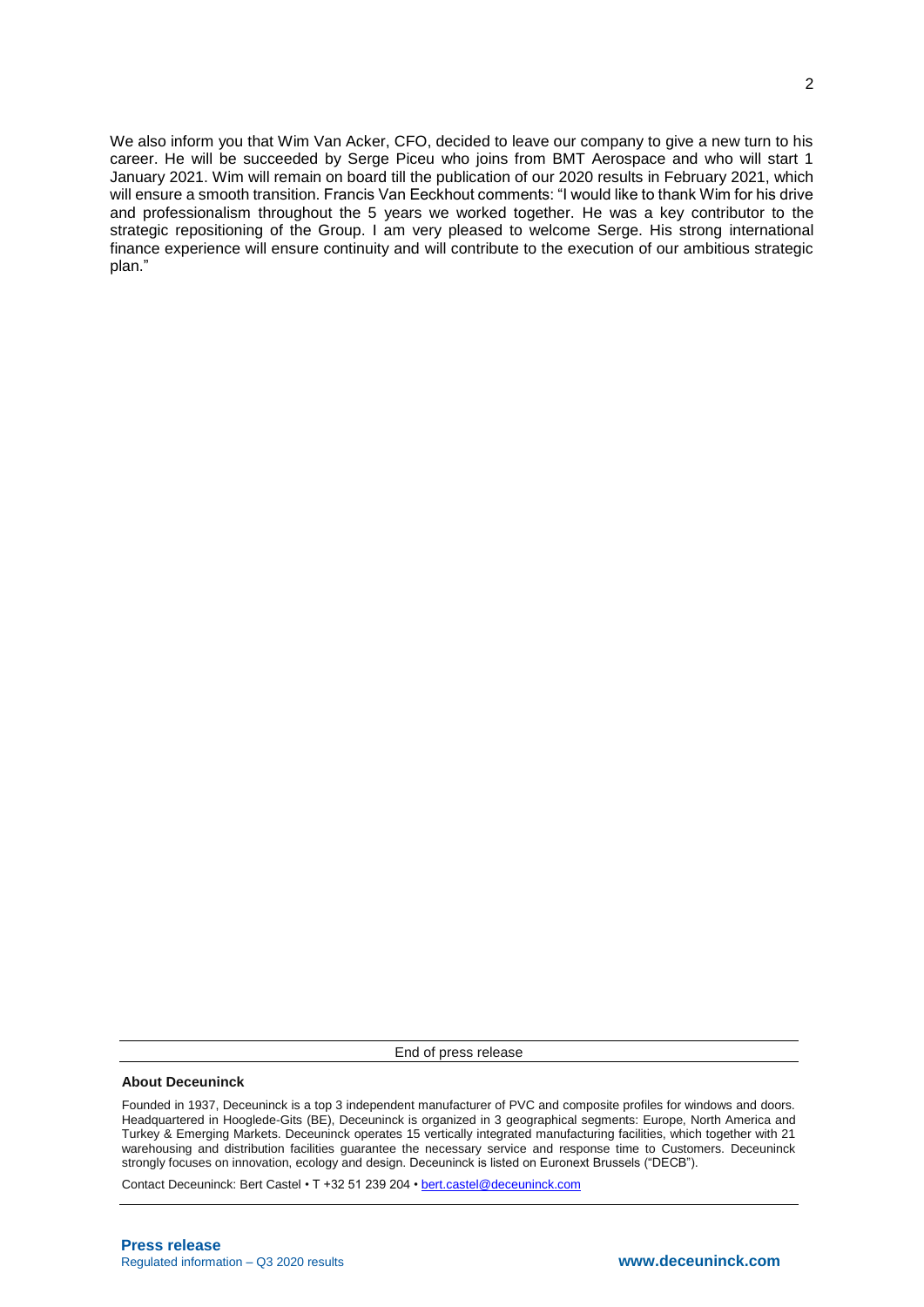We also inform you that Wim Van Acker, CFO, decided to leave our company to give a new turn to his career. He will be succeeded by Serge Piceu who joins from BMT Aerospace and who will start 1 January 2021. Wim will remain on board till the publication of our 2020 results in February 2021, which will ensure a smooth transition. Francis Van Eeckhout comments: "I would like to thank Wim for his drive and professionalism throughout the 5 years we worked together. He was a key contributor to the strategic repositioning of the Group. I am very pleased to welcome Serge. His strong international finance experience will ensure continuity and will contribute to the execution of our ambitious strategic plan."

End of press release

**About Deceuninck**

Founded in 1937, Deceuninck is a top 3 independent manufacturer of PVC and composite profiles for windows and doors. Headquartered in Hooglede-Gits (BE), Deceuninck is organized in 3 geographical segments: Europe, North America and Turkey & Emerging Markets. Deceuninck operates 15 vertically integrated manufacturing facilities, which together with 21 warehousing and distribution facilities guarantee the necessary service and response time to Customers. Deceuninck strongly focuses on innovation, ecology and design. Deceuninck is listed on Euronext Brussels ("DECB").

Contact Deceuninck: Bert Castel • T +32 51 239 204 • bert.castel@deceuninck.com